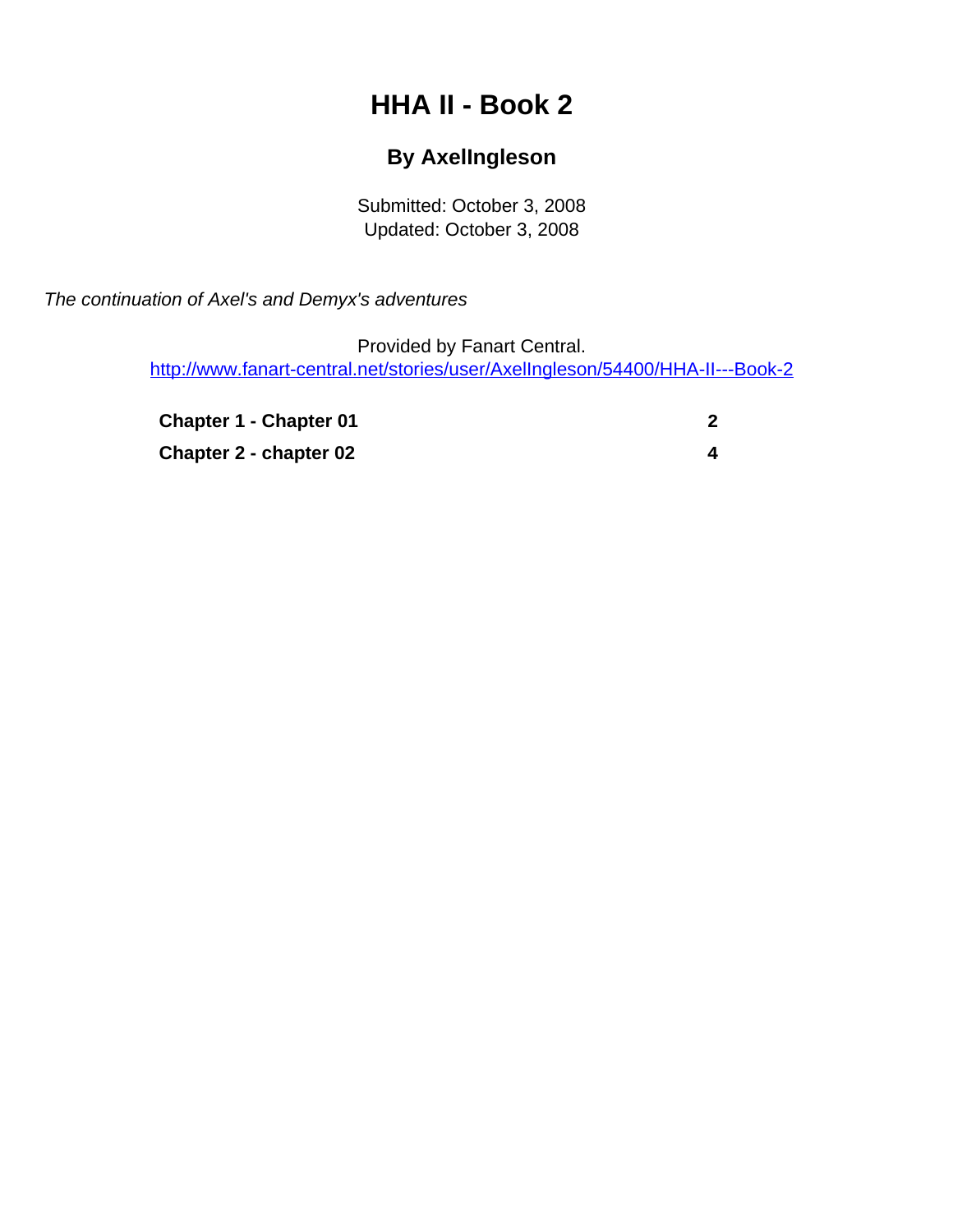# HHA II - Book 2

## By AxelIngleson

Submitted: October 3, 2008
Updated: October 3, 2008

*The continuation of Axel's and Demyx's adventures*

Provided by Fanart Central.
http://www.fanart-central.net/stories/user/AxelIngleson/54400/HHA-II---Book-2

| | |
|---|---|
| **Chapter 1 - Chapter 01** | **2** |
| **Chapter 2 - chapter 02** | **4** |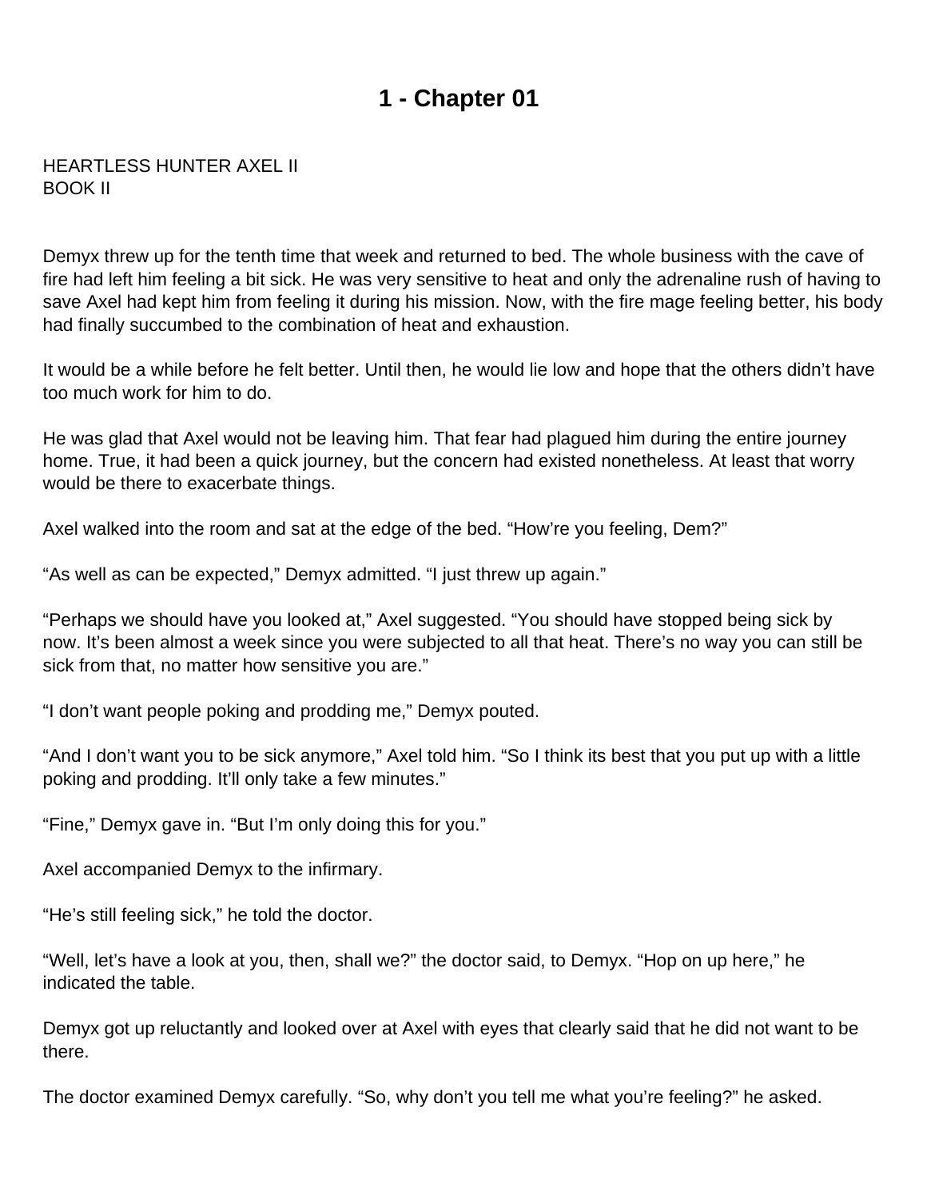# 1 - Chapter 01

HEARTLESS HUNTER AXEL II
BOOK II

Demyx threw up for the tenth time that week and returned to bed. The whole business with the cave of fire had left him feeling a bit sick. He was very sensitive to heat and only the adrenaline rush of having to save Axel had kept him from feeling it during his mission. Now, with the fire mage feeling better, his body had finally succumbed to the combination of heat and exhaustion.

It would be a while before he felt better. Until then, he would lie low and hope that the others didn't have too much work for him to do.

He was glad that Axel would not be leaving him. That fear had plagued him during the entire journey home. True, it had been a quick journey, but the concern had existed nonetheless. At least that worry would be there to exacerbate things.

Axel walked into the room and sat at the edge of the bed. "How're you feeling, Dem?"

"As well as can be expected," Demyx admitted. "I just threw up again."

"Perhaps we should have you looked at," Axel suggested. "You should have stopped being sick by now. It's been almost a week since you were subjected to all that heat. There's no way you can still be sick from that, no matter how sensitive you are."

"I don't want people poking and prodding me," Demyx pouted.

"And I don't want you to be sick anymore," Axel told him. "So I think its best that you put up with a little poking and prodding. It'll only take a few minutes."

"Fine," Demyx gave in. "But I'm only doing this for you."

Axel accompanied Demyx to the infirmary.

"He's still feeling sick," he told the doctor.

"Well, let's have a look at you, then, shall we?" the doctor said, to Demyx. "Hop on up here," he indicated the table.

Demyx got up reluctantly and looked over at Axel with eyes that clearly said that he did not want to be there.

The doctor examined Demyx carefully. "So, why don't you tell me what you're feeling?" he asked.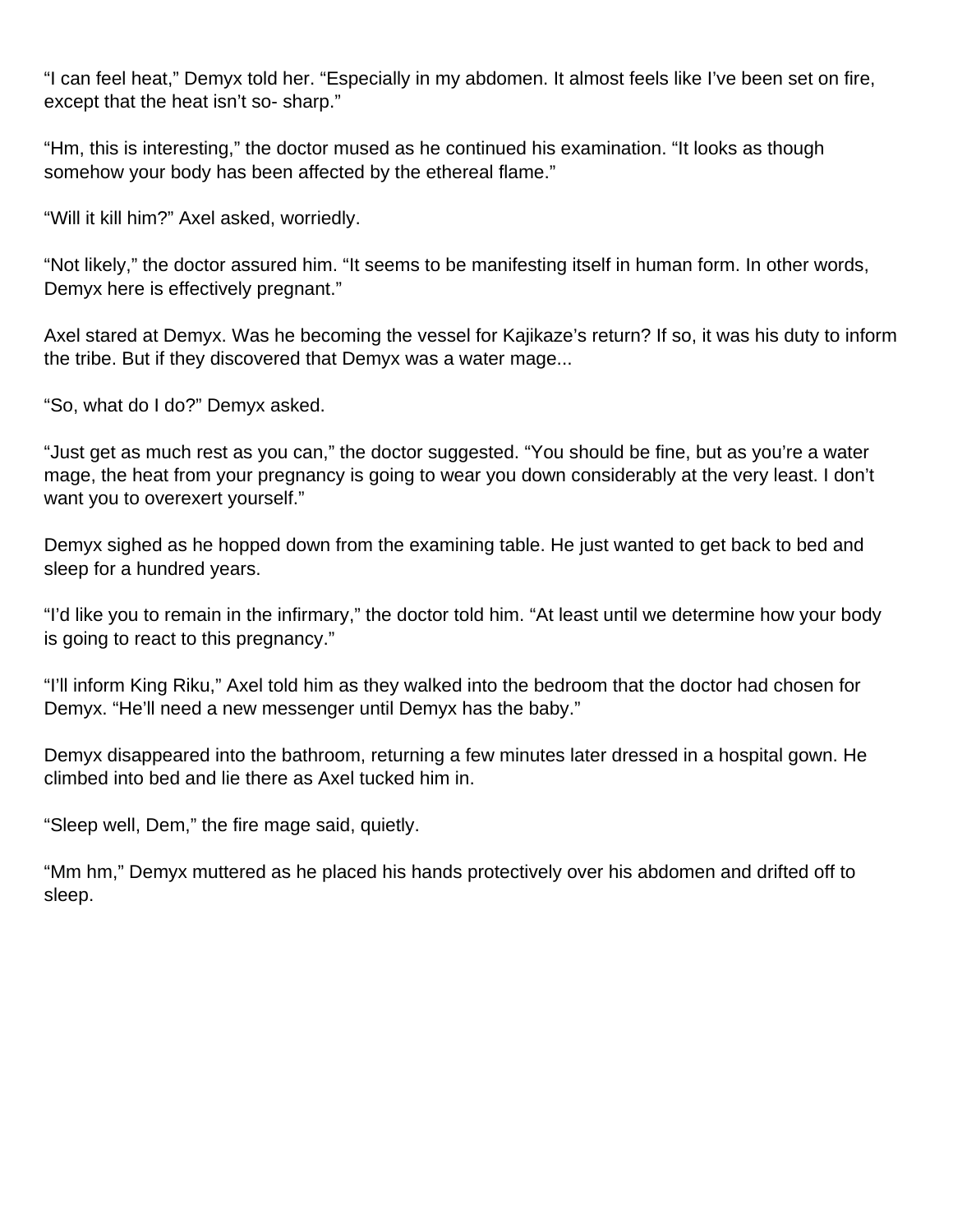“I can feel heat,” Demyx told her. “Especially in my abdomen. It almost feels like I’ve been set on fire, except that the heat isn’t so- sharp.”

“Hm, this is interesting,” the doctor mused as he continued his examination. “It looks as though somehow your body has been affected by the ethereal flame.”

“Will it kill him?” Axel asked, worriedly.

“Not likely,” the doctor assured him. “It seems to be manifesting itself in human form. In other words, Demyx here is effectively pregnant.”

Axel stared at Demyx. Was he becoming the vessel for Kajikaze’s return? If so, it was his duty to inform the tribe. But if they discovered that Demyx was a water mage...

“So, what do I do?” Demyx asked.

“Just get as much rest as you can,” the doctor suggested. “You should be fine, but as you’re a water mage, the heat from your pregnancy is going to wear you down considerably at the very least. I don’t want you to overexert yourself.”

Demyx sighed as he hopped down from the examining table. He just wanted to get back to bed and sleep for a hundred years.

“I’d like you to remain in the infirmary,” the doctor told him. “At least until we determine how your body is going to react to this pregnancy.”

“I’ll inform King Riku,” Axel told him as they walked into the bedroom that the doctor had chosen for Demyx. “He’ll need a new messenger until Demyx has the baby.”

Demyx disappeared into the bathroom, returning a few minutes later dressed in a hospital gown. He climbed into bed and lie there as Axel tucked him in.

“Sleep well, Dem,” the fire mage said, quietly.

“Mm hm,” Demyx muttered as he placed his hands protectively over his abdomen and drifted off to sleep.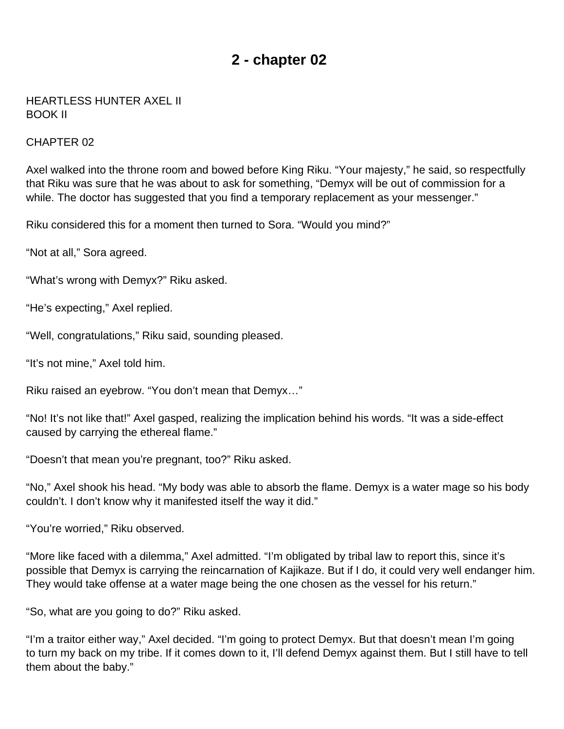# 2 - chapter 02

HEARTLESS HUNTER AXEL II
BOOK II

CHAPTER 02

Axel walked into the throne room and bowed before King Riku. "Your majesty," he said, so respectfully that Riku was sure that he was about to ask for something, "Demyx will be out of commission for a while. The doctor has suggested that you find a temporary replacement as your messenger."

Riku considered this for a moment then turned to Sora. "Would you mind?"

"Not at all," Sora agreed.

"What's wrong with Demyx?" Riku asked.

"He's expecting," Axel replied.

"Well, congratulations," Riku said, sounding pleased.

"It's not mine," Axel told him.

Riku raised an eyebrow. "You don't mean that Demyx…"

"No! It's not like that!" Axel gasped, realizing the implication behind his words. "It was a side-effect caused by carrying the ethereal flame."

"Doesn't that mean you're pregnant, too?" Riku asked.

"No," Axel shook his head. "My body was able to absorb the flame. Demyx is a water mage so his body couldn't. I don't know why it manifested itself the way it did."

"You're worried," Riku observed.

"More like faced with a dilemma," Axel admitted. "I'm obligated by tribal law to report this, since it's possible that Demyx is carrying the reincarnation of Kajikaze. But if I do, it could very well endanger him. They would take offense at a water mage being the one chosen as the vessel for his return."

"So, what are you going to do?" Riku asked.

"I'm a traitor either way," Axel decided. "I'm going to protect Demyx. But that doesn't mean I'm going to turn my back on my tribe. If it comes down to it, I'll defend Demyx against them. But I still have to tell them about the baby."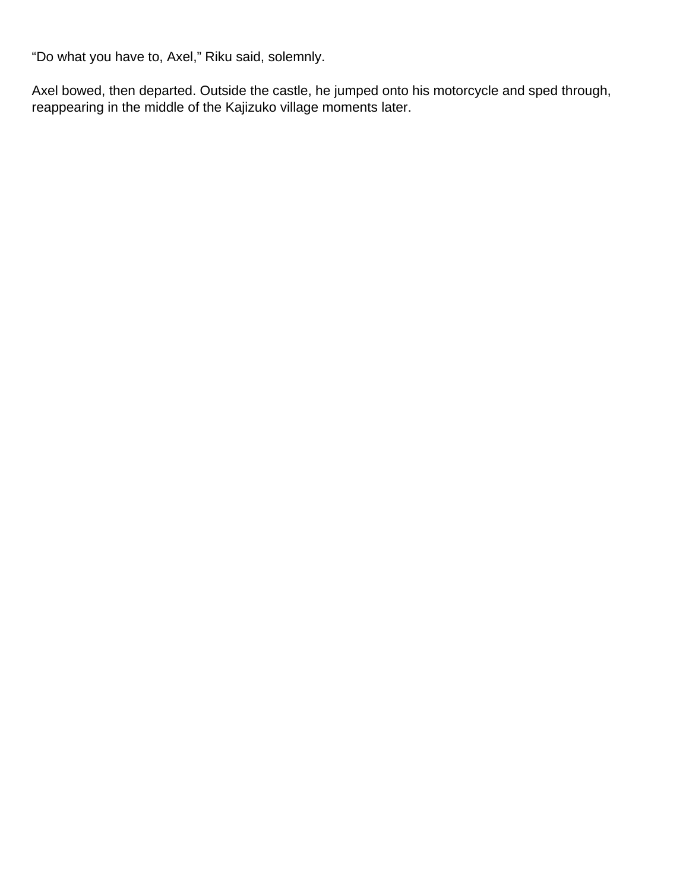“Do what you have to, Axel,” Riku said, solemnly.

Axel bowed, then departed. Outside the castle, he jumped onto his motorcycle and sped through, reappearing in the middle of the Kajizuko village moments later.